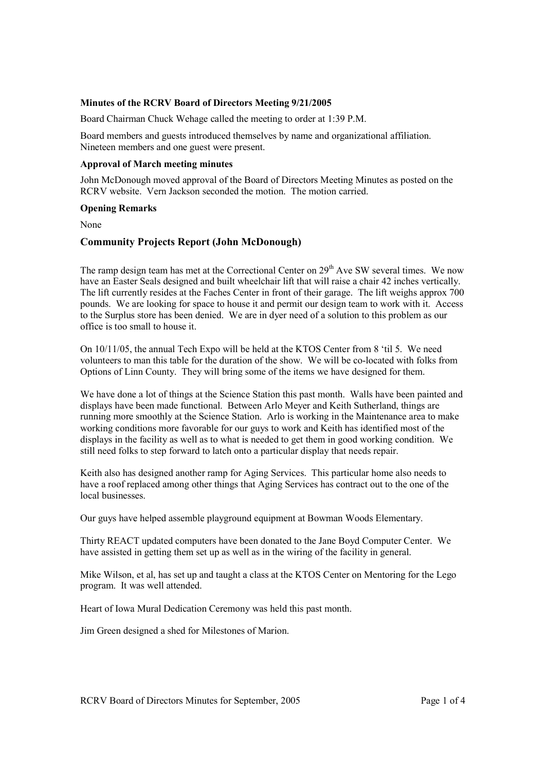**Minutes of the RCRV Board of Directors Meeting 9/21/2005**

Board Chairman Chuck Wehage called the meeting to order at 1:39 P.M.

Board members and guests introduced themselves by name and organizational affiliation. Nineteen members and one guest were present.

**Approval of March meeting minutes**

John McDonough moved approval of the Board of Directors Meeting Minutes as posted on the RCRV website. Vern Jackson seconded the motion. The motion carried.

**Opening Remarks**

None

## Community Projects Report (John McDonough)

The ramp design team has met at the Correctional Center on 29th Ave SW several times. We now have an Easter Seals designed and built wheelchair lift that will raise a chair 42 inches vertically. The lift currently resides at the Faches Center in front of their garage. The lift weighs approx 700 pounds. We are looking for space to house it and permit our design team to work with it. Access to the Surplus store has been denied. We are in dyer need of a solution to this problem as our office is too small to house it.

On 10/11/05, the annual Tech Expo will be held at the KTOS Center from 8 'til 5. We need volunteers to man this table for the duration of the show. We will be co-located with folks from Options of Linn County. They will bring some of the items we have designed for them.

We have done a lot of things at the Science Station this past month. Walls have been painted and displays have been made functional. Between Arlo Meyer and Keith Sutherland, things are running more smoothly at the Science Station. Arlo is working in the Maintenance area to make working conditions more favorable for our guys to work and Keith has identified most of the displays in the facility as well as to what is needed to get them in good working condition. We still need folks to step forward to latch onto a particular display that needs repair.

Keith also has designed another ramp for Aging Services. This particular home also needs to have a roof replaced among other things that Aging Services has contract out to the one of the local businesses.

Our guys have helped assemble playground equipment at Bowman Woods Elementary.

Thirty REACT updated computers have been donated to the Jane Boyd Computer Center. We have assisted in getting them set up as well as in the wiring of the facility in general.

Mike Wilson, et al, has set up and taught a class at the KTOS Center on Mentoring for the Lego program. It was well attended.

Heart of Iowa Mural Dedication Ceremony was held this past month.

Jim Green designed a shed for Milestones of Marion.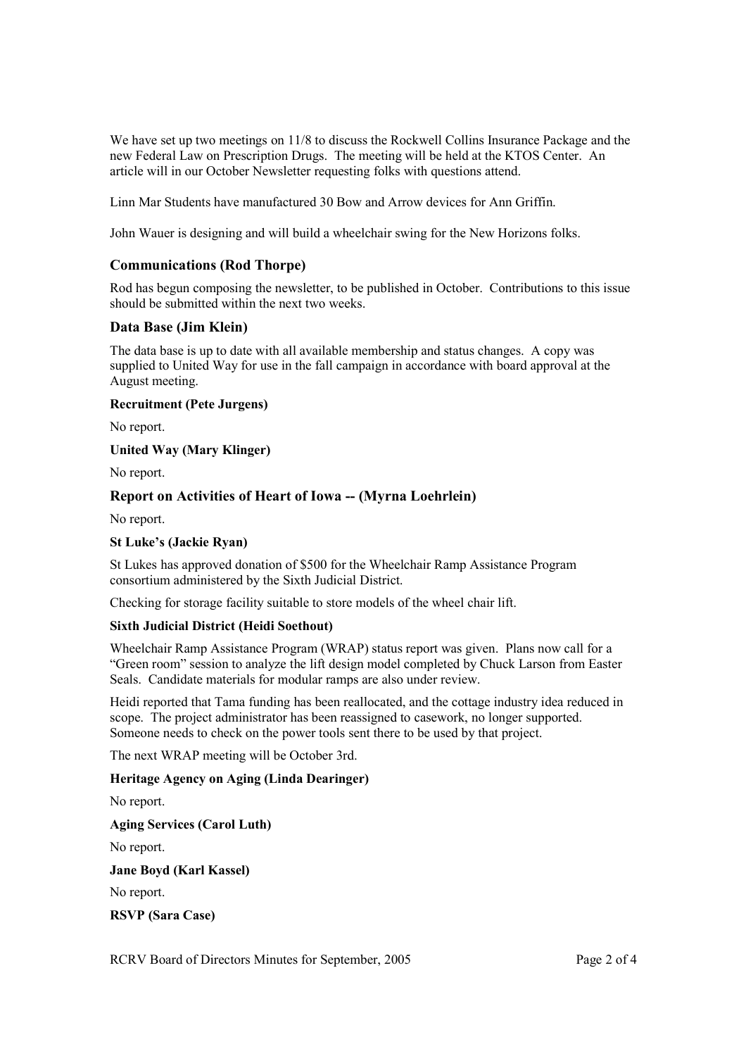We have set up two meetings on 11/8 to discuss the Rockwell Collins Insurance Package and the new Federal Law on Prescription Drugs. The meeting will be held at the KTOS Center. An article will in our October Newsletter requesting folks with questions attend.

Linn Mar Students have manufactured 30 Bow and Arrow devices for Ann Griffin.

John Wauer is designing and will build a wheelchair swing for the New Horizons folks.

### Communications (Rod Thorpe)

Rod has begun composing the newsletter, to be published in October. Contributions to this issue should be submitted within the next two weeks.

### Data Base (Jim Klein)

The data base is up to date with all available membership and status changes. A copy was supplied to United Way for use in the fall campaign in accordance with board approval at the August meeting.

**Recruitment (Pete Jurgens)**

No report.

**United Way (Mary Klinger)**

No report.

### Report on Activities of Heart of Iowa -- (Myrna Loehrlein)

No report.

**St Luke's (Jackie Ryan)**

St Lukes has approved donation of $500 for the Wheelchair Ramp Assistance Program consortium administered by the Sixth Judicial District.

Checking for storage facility suitable to store models of the wheel chair lift.

**Sixth Judicial District (Heidi Soethout)**

Wheelchair Ramp Assistance Program (WRAP) status report was given. Plans now call for a "Green room" session to analyze the lift design model completed by Chuck Larson from Easter Seals. Candidate materials for modular ramps are also under review.

Heidi reported that Tama funding has been reallocated, and the cottage industry idea reduced in scope. The project administrator has been reassigned to casework, no longer supported. Someone needs to check on the power tools sent there to be used by that project.

The next WRAP meeting will be October 3rd.

**Heritage Agency on Aging (Linda Dearinger)**

No report.

**Aging Services (Carol Luth)**

No report.

**Jane Boyd (Karl Kassel)**

No report.

**RSVP (Sara Case)**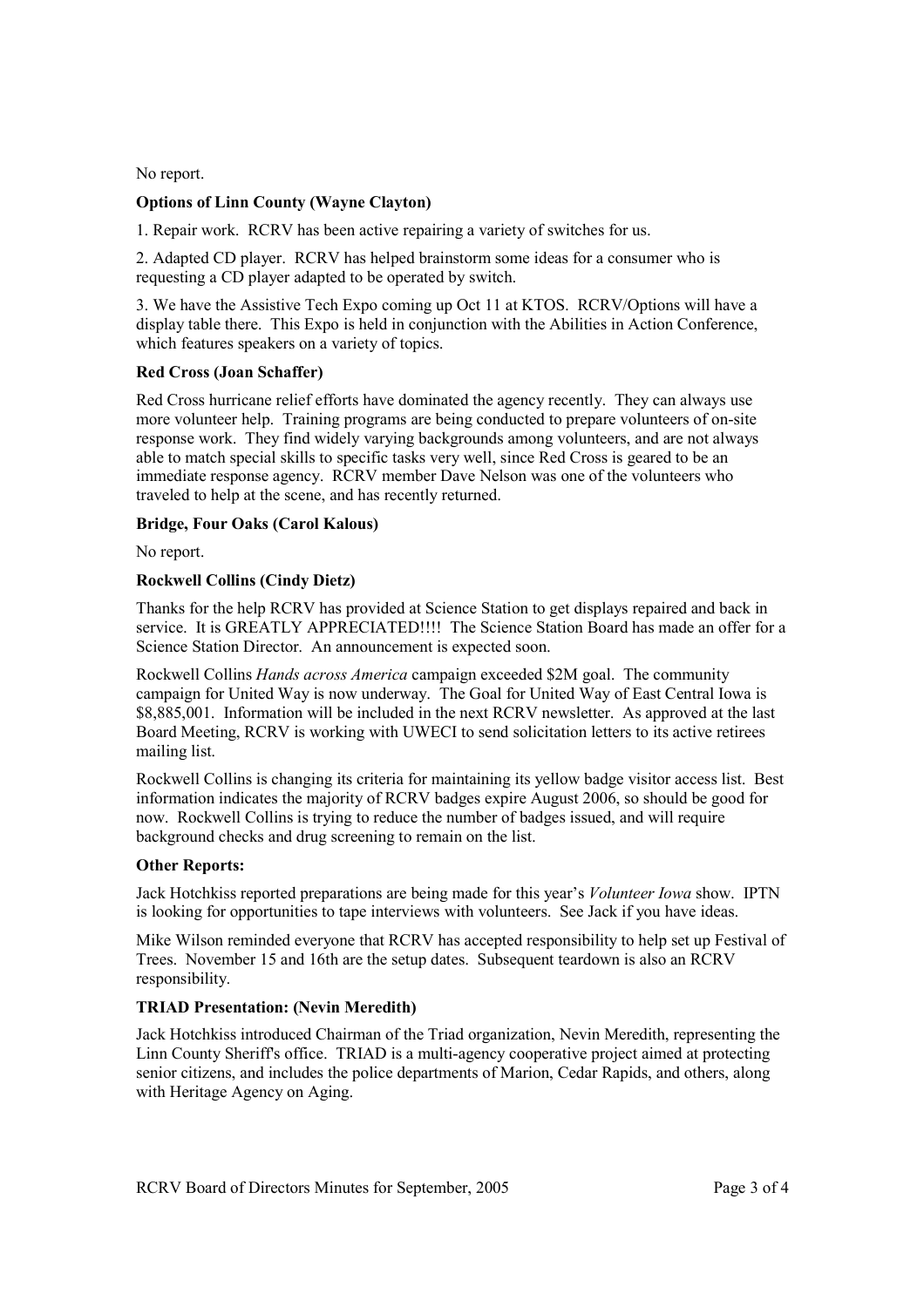No report.

**Options of Linn County (Wayne Clayton)**

1. Repair work. RCRV has been active repairing a variety of switches for us.

2. Adapted CD player. RCRV has helped brainstorm some ideas for a consumer who is requesting a CD player adapted to be operated by switch.

3. We have the Assistive Tech Expo coming up Oct 11 at KTOS. RCRV/Options will have a display table there. This Expo is held in conjunction with the Abilities in Action Conference, which features speakers on a variety of topics.

**Red Cross (Joan Schaffer)**

Red Cross hurricane relief efforts have dominated the agency recently. They can always use more volunteer help. Training programs are being conducted to prepare volunteers of on-site response work. They find widely varying backgrounds among volunteers, and are not always able to match special skills to specific tasks very well, since Red Cross is geared to be an immediate response agency. RCRV member Dave Nelson was one of the volunteers who traveled to help at the scene, and has recently returned.

**Bridge, Four Oaks (Carol Kalous)**

No report.

**Rockwell Collins (Cindy Dietz)**

Thanks for the help RCRV has provided at Science Station to get displays repaired and back in service. It is GREATLY APPRECIATED!!!! The Science Station Board has made an offer for a Science Station Director. An announcement is expected soon.

Rockwell Collins *Hands across America* campaign exceeded $2M goal. The community campaign for United Way is now underway. The Goal for United Way of East Central Iowa is $8,885,001. Information will be included in the next RCRV newsletter. As approved at the last Board Meeting, RCRV is working with UWECI to send solicitation letters to its active retirees mailing list.

Rockwell Collins is changing its criteria for maintaining its yellow badge visitor access list. Best information indicates the majority of RCRV badges expire August 2006, so should be good for now. Rockwell Collins is trying to reduce the number of badges issued, and will require background checks and drug screening to remain on the list.

**Other Reports:**

Jack Hotchkiss reported preparations are being made for this year's *Volunteer Iowa* show. IPTN is looking for opportunities to tape interviews with volunteers. See Jack if you have ideas.

Mike Wilson reminded everyone that RCRV has accepted responsibility to help set up Festival of Trees. November 15 and 16th are the setup dates. Subsequent teardown is also an RCRV responsibility.

**TRIAD Presentation: (Nevin Meredith)**

Jack Hotchkiss introduced Chairman of the Triad organization, Nevin Meredith, representing the Linn County Sheriff's office. TRIAD is a multi-agency cooperative project aimed at protecting senior citizens, and includes the police departments of Marion, Cedar Rapids, and others, along with Heritage Agency on Aging.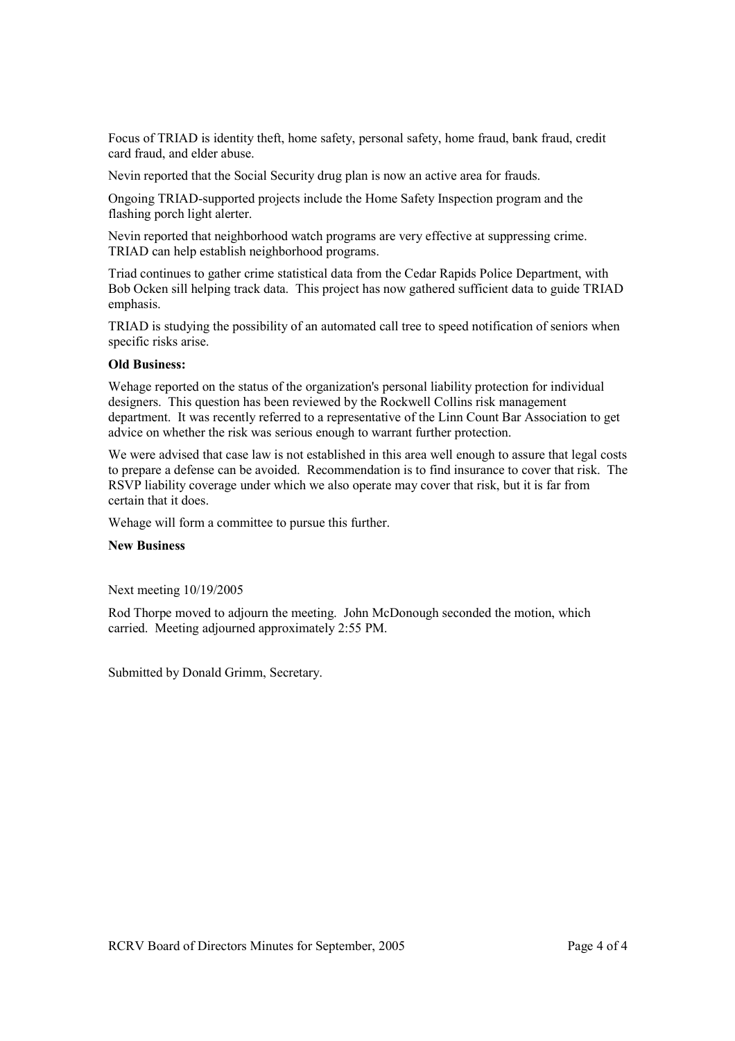Focus of TRIAD is identity theft, home safety, personal safety, home fraud, bank fraud, credit card fraud, and elder abuse.

Nevin reported that the Social Security drug plan is now an active area for frauds.

Ongoing TRIAD-supported projects include the Home Safety Inspection program and the flashing porch light alerter.

Nevin reported that neighborhood watch programs are very effective at suppressing crime. TRIAD can help establish neighborhood programs.

Triad continues to gather crime statistical data from the Cedar Rapids Police Department, with Bob Ocken sill helping track data. This project has now gathered sufficient data to guide TRIAD emphasis.

TRIAD is studying the possibility of an automated call tree to speed notification of seniors when specific risks arise.

**Old Business:**

Wehage reported on the status of the organization's personal liability protection for individual designers. This question has been reviewed by the Rockwell Collins risk management department. It was recently referred to a representative of the Linn Count Bar Association to get advice on whether the risk was serious enough to warrant further protection.

We were advised that case law is not established in this area well enough to assure that legal costs to prepare a defense can be avoided. Recommendation is to find insurance to cover that risk. The RSVP liability coverage under which we also operate may cover that risk, but it is far from certain that it does.

Wehage will form a committee to pursue this further.

**New Business**

Next meeting 10/19/2005

Rod Thorpe moved to adjourn the meeting. John McDonough seconded the motion, which carried. Meeting adjourned approximately 2:55 PM.

Submitted by Donald Grimm, Secretary.